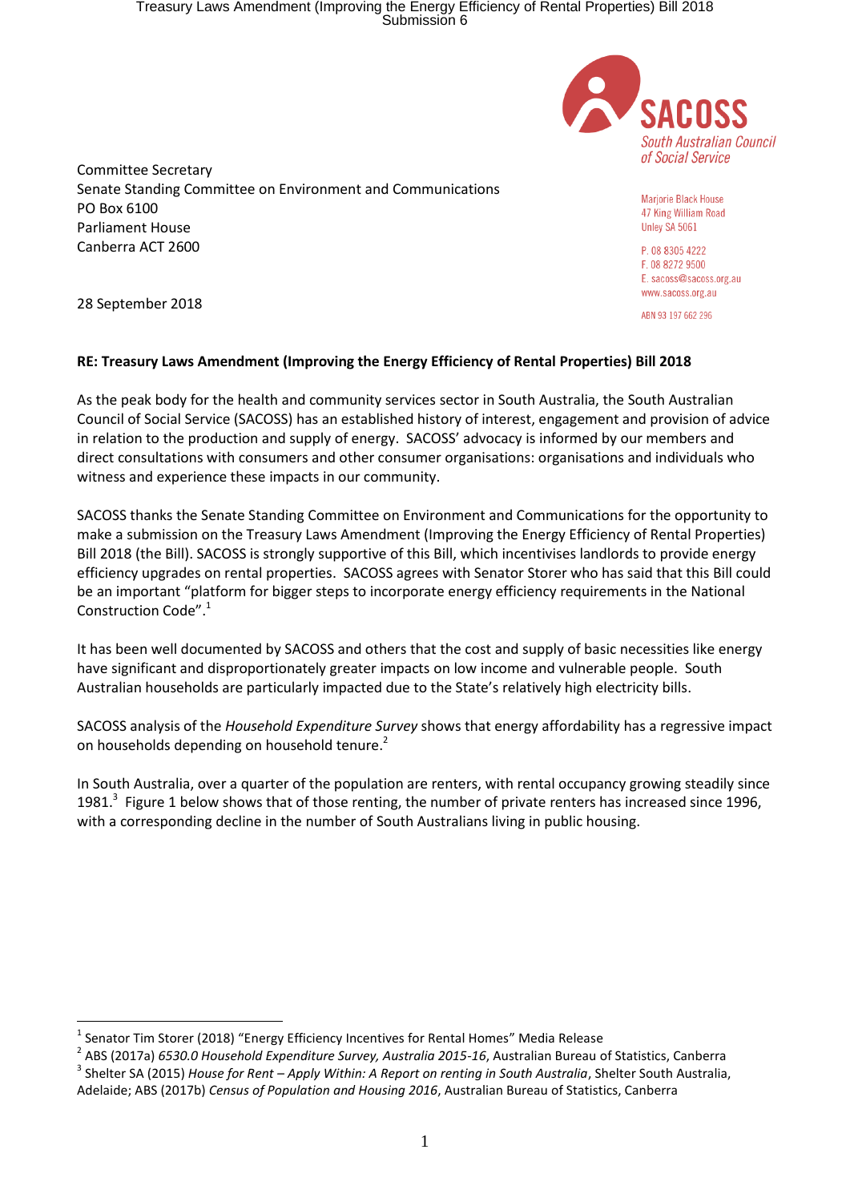SACOSS
South Australian Council of Social Service

Marjorie Black House
47 King William Road
Unley SA 5061

P. 08 8305 4222
F. 08 8272 9500
E. sacoss@sacoss.org.au
www.sacoss.org.au

ABN 93 197 662 296

Committee Secretary
Senate Standing Committee on Environment and Communications
PO Box 6100
Parliament House
Canberra ACT 2600

28 September 2018

**RE: Treasury Laws Amendment (Improving the Energy Efficiency of Rental Properties) Bill 2018**

As the peak body for the health and community services sector in South Australia, the South Australian Council of Social Service (SACOSS) has an established history of interest, engagement and provision of advice in relation to the production and supply of energy. SACOSS' advocacy is informed by our members and direct consultations with consumers and other consumer organisations: organisations and individuals who witness and experience these impacts in our community.

SACOSS thanks the Senate Standing Committee on Environment and Communications for the opportunity to make a submission on the Treasury Laws Amendment (Improving the Energy Efficiency of Rental Properties) Bill 2018 (the Bill). SACOSS is strongly supportive of this Bill, which incentivises landlords to provide energy efficiency upgrades on rental properties. SACOSS agrees with Senator Storer who has said that this Bill could be an important "platform for bigger steps to incorporate energy efficiency requirements in the National Construction Code".[1]

It has been well documented by SACOSS and others that the cost and supply of basic necessities like energy have significant and disproportionately greater impacts on low income and vulnerable people. South Australian households are particularly impacted due to the State's relatively high electricity bills.

SACOSS analysis of the *Household Expenditure Survey* shows that energy affordability has a regressive impact on households depending on household tenure.[2]

In South Australia, over a quarter of the population are renters, with rental occupancy growing steadily since 1981.[3] Figure 1 below shows that of those renting, the number of private renters has increased since 1996, with a corresponding decline in the number of South Australians living in public housing.

---

[1] Senator Tim Storer (2018) "Energy Efficiency Incentives for Rental Homes" Media Release

[2] ABS (2017a) *6530.0 Household Expenditure Survey, Australia 2015-16*, Australian Bureau of Statistics, Canberra

[3] Shelter SA (2015) *House for Rent – Apply Within: A Report on renting in South Australia*, Shelter South Australia, Adelaide; ABS (2017b) *Census of Population and Housing 2016*, Australian Bureau of Statistics, Canberra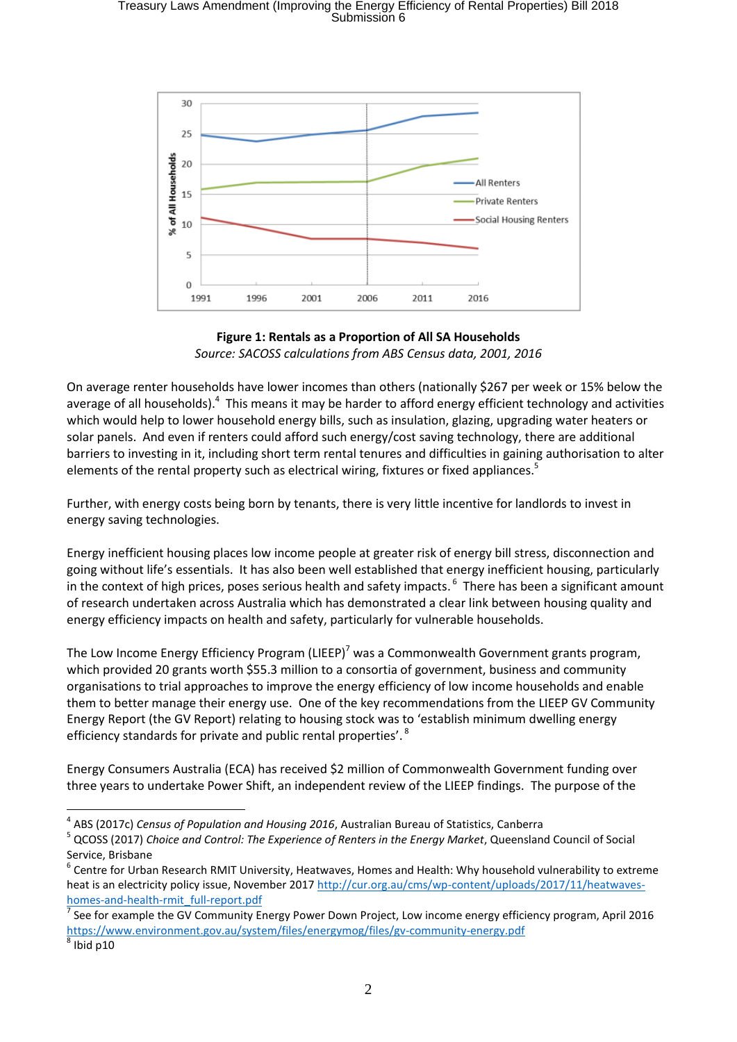**Figure 1: Rentals as a Proportion of All SA Households**
*Source: SACOSS calculations from ABS Census data, 2001, 2016*

On average renter households have lower incomes than others (nationally $267 per week or 15% below the average of all households).[4] This means it may be harder to afford energy efficient technology and activities which would help to lower household energy bills, such as insulation, glazing, upgrading water heaters or solar panels. And even if renters could afford such energy/cost saving technology, there are additional barriers to investing in it, including short term rental tenures and difficulties in gaining authorisation to alter elements of the rental property such as electrical wiring, fixtures or fixed appliances.[5]

Further, with energy costs being born by tenants, there is very little incentive for landlords to invest in energy saving technologies.

Energy inefficient housing places low income people at greater risk of energy bill stress, disconnection and going without life's essentials. It has also been well established that energy inefficient housing, particularly in the context of high prices, poses serious health and safety impacts.[6] There has been a significant amount of research undertaken across Australia which has demonstrated a clear link between housing quality and energy efficiency impacts on health and safety, particularly for vulnerable households.

The Low Income Energy Efficiency Program (LIEEP)[7] was a Commonwealth Government grants program, which provided 20 grants worth $55.3 million to a consortia of government, business and community organisations to trial approaches to improve the energy efficiency of low income households and enable them to better manage their energy use. One of the key recommendations from the LIEEP GV Community Energy Report (the GV Report) relating to housing stock was to 'establish minimum dwelling energy efficiency standards for private and public rental properties'.[8]

Energy Consumers Australia (ECA) has received $2 million of Commonwealth Government funding over three years to undertake Power Shift, an independent review of the LIEEP findings. The purpose of the

---

[4] ABS (2017c) *Census of Population and Housing 2016*, Australian Bureau of Statistics, Canberra

[5] QCOSS (2017) *Choice and Control: The Experience of Renters in the Energy Market*, Queensland Council of Social Service, Brisbane

[6] Centre for Urban Research RMIT University, Heatwaves, Homes and Health: Why household vulnerability to extreme heat is an electricity policy issue, November 2017 http://cur.org.au/cms/wp-content/uploads/2017/11/heatwaves-homes-and-health-rmit_full-report.pdf

[7] See for example the GV Community Energy Power Down Project, Low income energy efficiency program, April 2016 https://www.environment.gov.au/system/files/energymog/files/gv-community-energy.pdf

[8] Ibid p10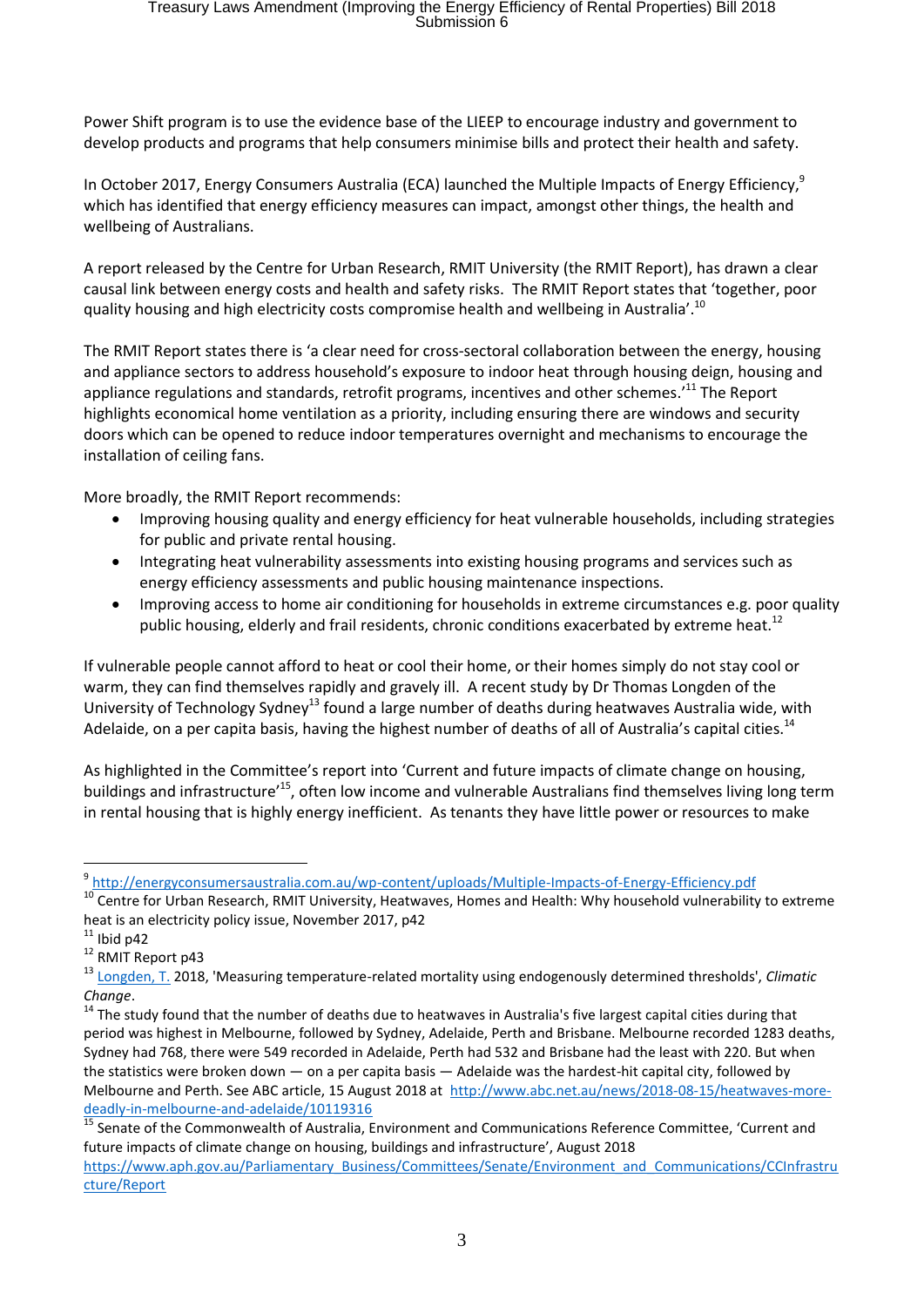Power Shift program is to use the evidence base of the LIEEP to encourage industry and government to develop products and programs that help consumers minimise bills and protect their health and safety.

In October 2017, Energy Consumers Australia (ECA) launched the Multiple Impacts of Energy Efficiency,[9] which has identified that energy efficiency measures can impact, amongst other things, the health and wellbeing of Australians.

A report released by the Centre for Urban Research, RMIT University (the RMIT Report), has drawn a clear causal link between energy costs and health and safety risks. The RMIT Report states that 'together, poor quality housing and high electricity costs compromise health and wellbeing in Australia'.[10]

The RMIT Report states there is 'a clear need for cross-sectoral collaboration between the energy, housing and appliance sectors to address household's exposure to indoor heat through housing deign, housing and appliance regulations and standards, retrofit programs, incentives and other schemes.'[11] The Report highlights economical home ventilation as a priority, including ensuring there are windows and security doors which can be opened to reduce indoor temperatures overnight and mechanisms to encourage the installation of ceiling fans.

More broadly, the RMIT Report recommends:

- Improving housing quality and energy efficiency for heat vulnerable households, including strategies for public and private rental housing.
- Integrating heat vulnerability assessments into existing housing programs and services such as energy efficiency assessments and public housing maintenance inspections.
- Improving access to home air conditioning for households in extreme circumstances e.g. poor quality public housing, elderly and frail residents, chronic conditions exacerbated by extreme heat.[12]

If vulnerable people cannot afford to heat or cool their home, or their homes simply do not stay cool or warm, they can find themselves rapidly and gravely ill. A recent study by Dr Thomas Longden of the University of Technology Sydney[13] found a large number of deaths during heatwaves Australia wide, with Adelaide, on a per capita basis, having the highest number of deaths of all of Australia's capital cities.[14]

As highlighted in the Committee's report into 'Current and future impacts of climate change on housing, buildings and infrastructure'[15], often low income and vulnerable Australians find themselves living long term in rental housing that is highly energy inefficient. As tenants they have little power or resources to make

---

[9] http://energyconsumersaustralia.com.au/wp-content/uploads/Multiple-Impacts-of-Energy-Efficiency.pdf

[10] Centre for Urban Research, RMIT University, Heatwaves, Homes and Health: Why household vulnerability to extreme heat is an electricity policy issue, November 2017, p42

[11] Ibid p42

[12] RMIT Report p43

[13] Longden, T. 2018, 'Measuring temperature-related mortality using endogenously determined thresholds', *Climatic Change*.

[14] The study found that the number of deaths due to heatwaves in Australia's five largest capital cities during that period was highest in Melbourne, followed by Sydney, Adelaide, Perth and Brisbane. Melbourne recorded 1283 deaths, Sydney had 768, there were 549 recorded in Adelaide, Perth had 532 and Brisbane had the least with 220. But when the statistics were broken down — on a per capita basis — Adelaide was the hardest-hit capital city, followed by Melbourne and Perth. See ABC article, 15 August 2018 at http://www.abc.net.au/news/2018-08-15/heatwaves-more-deadly-in-melbourne-and-adelaide/10119316

[15] Senate of the Commonwealth of Australia, Environment and Communications Reference Committee, 'Current and future impacts of climate change on housing, buildings and infrastructure', August 2018 https://www.aph.gov.au/Parliamentary_Business/Committees/Senate/Environment_and_Communications/CCInfrastructure/Report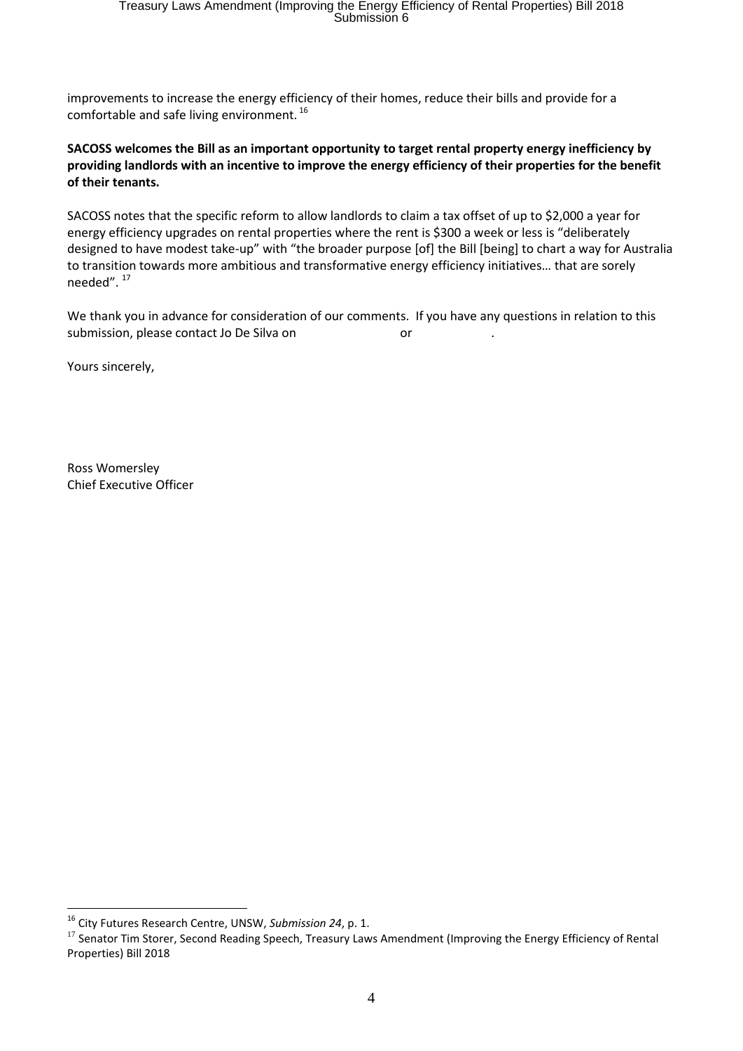improvements to increase the energy efficiency of their homes, reduce their bills and provide for a comfortable and safe living environment. [16]

**SACOSS welcomes the Bill as an important opportunity to target rental property energy inefficiency by providing landlords with an incentive to improve the energy efficiency of their properties for the benefit of their tenants.**

SACOSS notes that the specific reform to allow landlords to claim a tax offset of up to $2,000 a year for energy efficiency upgrades on rental properties where the rent is $300 a week or less is "deliberately designed to have modest take-up" with "the broader purpose [of] the Bill [being] to chart a way for Australia to transition towards more ambitious and transformative energy efficiency initiatives… that are sorely needed". [17]

We thank you in advance for consideration of our comments. If you have any questions in relation to this submission, please contact Jo De Silva on or .

Yours sincerely,

Ross Womersley
Chief Executive Officer

---

[16] City Futures Research Centre, UNSW, *Submission 24*, p. 1.

[17] Senator Tim Storer, Second Reading Speech, Treasury Laws Amendment (Improving the Energy Efficiency of Rental Properties) Bill 2018